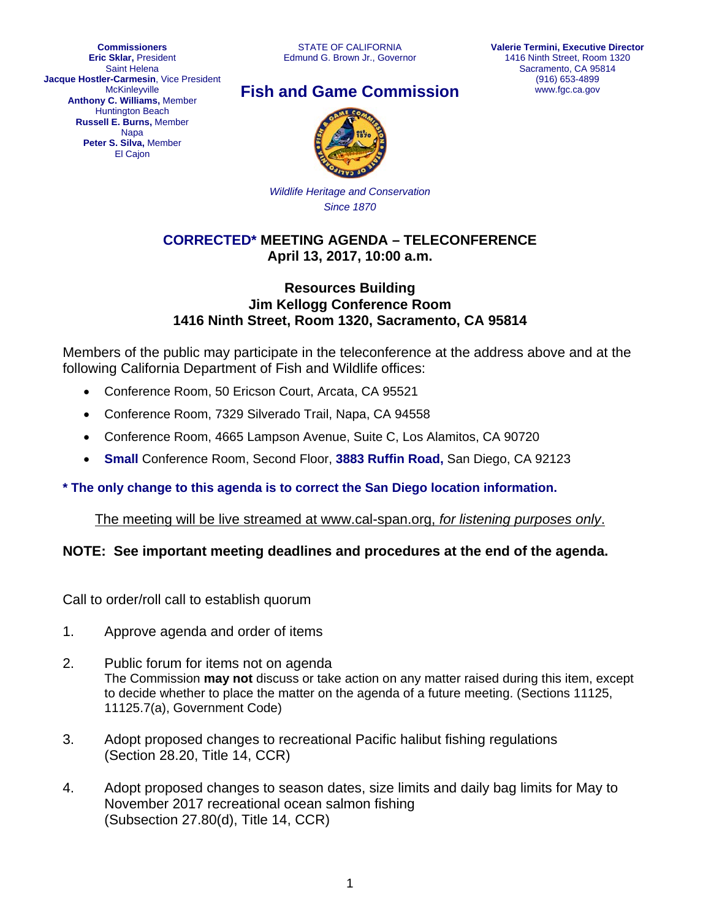**Commissioners**
**Eric Sklar,** President
Saint Helena
**Jacque Hostler-Carmesin**, Vice President
McKinleyville
**Anthony C. Williams,** Member
Huntington Beach
**Russell E. Burns,** Member
Napa
**Peter S. Silva,** Member
El Cajon

STATE OF CALIFORNIA
Edmund G. Brown Jr., Governor

**Valerie Termini, Executive Director**
1416 Ninth Street, Room 1320
Sacramento, CA 95814
(916) 653-4899
www.fgc.ca.gov

# Fish and Game Commission

*Wildlife Heritage and Conservation Since 1870*

## CORRECTED* MEETING AGENDA – TELECONFERENCE
## April 13, 2017, 10:00 a.m.

### Resources Building
### Jim Kellogg Conference Room
### 1416 Ninth Street, Room 1320, Sacramento, CA 95814

Members of the public may participate in the teleconference at the address above and at the following California Department of Fish and Wildlife offices:

- Conference Room, 50 Ericson Court, Arcata, CA 95521
- Conference Room, 7329 Silverado Trail, Napa, CA 94558
- Conference Room, 4665 Lampson Avenue, Suite C, Los Alamitos, CA 90720
- **Small** Conference Room, Second Floor, **3883 Ruffin Road,** San Diego, CA 92123

**\* The only change to this agenda is to correct the San Diego location information.**

The meeting will be live streamed at www.cal-span.org, *for listening purposes only*.

**NOTE: See important meeting deadlines and procedures at the end of the agenda.**

Call to order/roll call to establish quorum

1. Approve agenda and order of items

2. Public forum for items not on agenda
   The Commission **may not** discuss or take action on any matter raised during this item, except to decide whether to place the matter on the agenda of a future meeting. (Sections 11125, 11125.7(a), Government Code)

3. Adopt proposed changes to recreational Pacific halibut fishing regulations
   (Section 28.20, Title 14, CCR)

4. Adopt proposed changes to season dates, size limits and daily bag limits for May to November 2017 recreational ocean salmon fishing
   (Subsection 27.80(d), Title 14, CCR)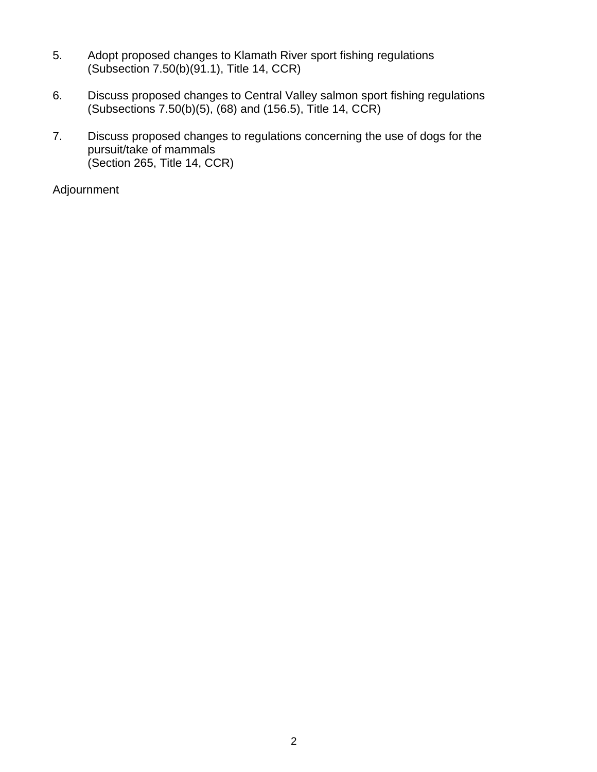5. Adopt proposed changes to Klamath River sport fishing regulations
   (Subsection 7.50(b)(91.1), Title 14, CCR)

6. Discuss proposed changes to Central Valley salmon sport fishing regulations
   (Subsections 7.50(b)(5), (68) and (156.5), Title 14, CCR)

7. Discuss proposed changes to regulations concerning the use of dogs for the pursuit/take of mammals
   (Section 265, Title 14, CCR)

Adjournment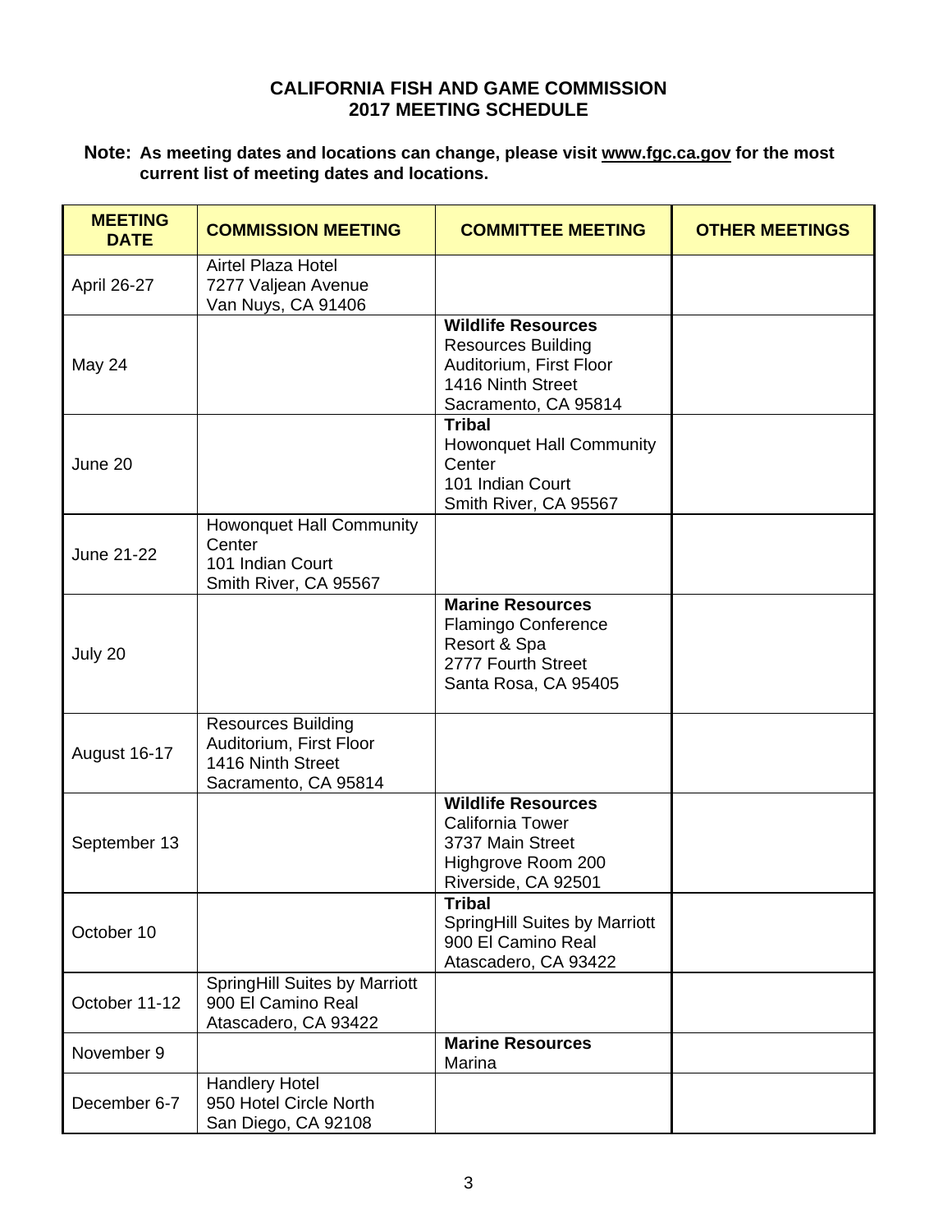# CALIFORNIA FISH AND GAME COMMISSION
# 2017 MEETING SCHEDULE

**Note: As meeting dates and locations can change, please visit www.fgc.ca.gov for the most current list of meeting dates and locations.**

| MEETING DATE | COMMISSION MEETING | COMMITTEE MEETING | OTHER MEETINGS |
|---|---|---|---|
| April 26-27 | Airtel Plaza Hotel<br>7277 Valjean Avenue<br>Van Nuys, CA 91406 | | |
| May 24 | | **Wildlife Resources**<br>Resources Building<br>Auditorium, First Floor<br>1416 Ninth Street<br>Sacramento, CA 95814 | |
| June 20 | | **Tribal**<br>Howonquet Hall Community Center<br>101 Indian Court<br>Smith River, CA 95567 | |
| June 21-22 | Howonquet Hall Community Center<br>101 Indian Court<br>Smith River, CA 95567 | | |
| July 20 | | **Marine Resources**<br>Flamingo Conference Resort & Spa<br>2777 Fourth Street<br>Santa Rosa, CA 95405 | |
| August 16-17 | Resources Building<br>Auditorium, First Floor<br>1416 Ninth Street<br>Sacramento, CA 95814 | | |
| September 13 | | **Wildlife Resources**<br>California Tower<br>3737 Main Street<br>Highgrove Room 200<br>Riverside, CA 92501 | |
| October 10 | | **Tribal**<br>SpringHill Suites by Marriott<br>900 El Camino Real<br>Atascadero, CA 93422 | |
| October 11-12 | SpringHill Suites by Marriott<br>900 El Camino Real<br>Atascadero, CA 93422 | | |
| November 9 | | **Marine Resources**<br>Marina | |
| December 6-7 | Handlery Hotel<br>950 Hotel Circle North<br>San Diego, CA 92108 | | |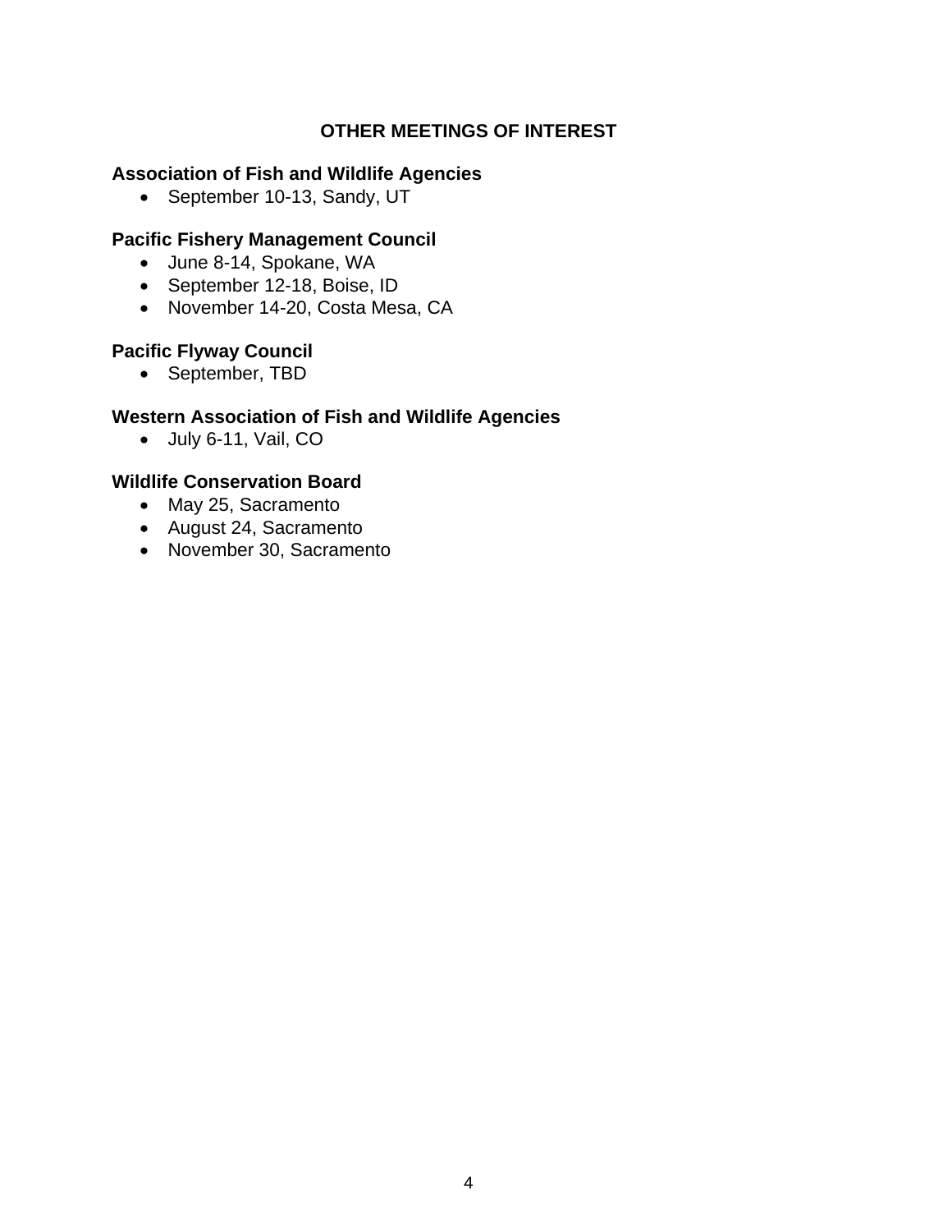## OTHER MEETINGS OF INTEREST

**Association of Fish and Wildlife Agencies**

- September 10-13, Sandy, UT

**Pacific Fishery Management Council**

- June 8-14, Spokane, WA
- September 12-18, Boise, ID
- November 14-20, Costa Mesa, CA

**Pacific Flyway Council**

- September, TBD

**Western Association of Fish and Wildlife Agencies**

- July 6-11, Vail, CO

**Wildlife Conservation Board**

- May 25, Sacramento
- August 24, Sacramento
- November 30, Sacramento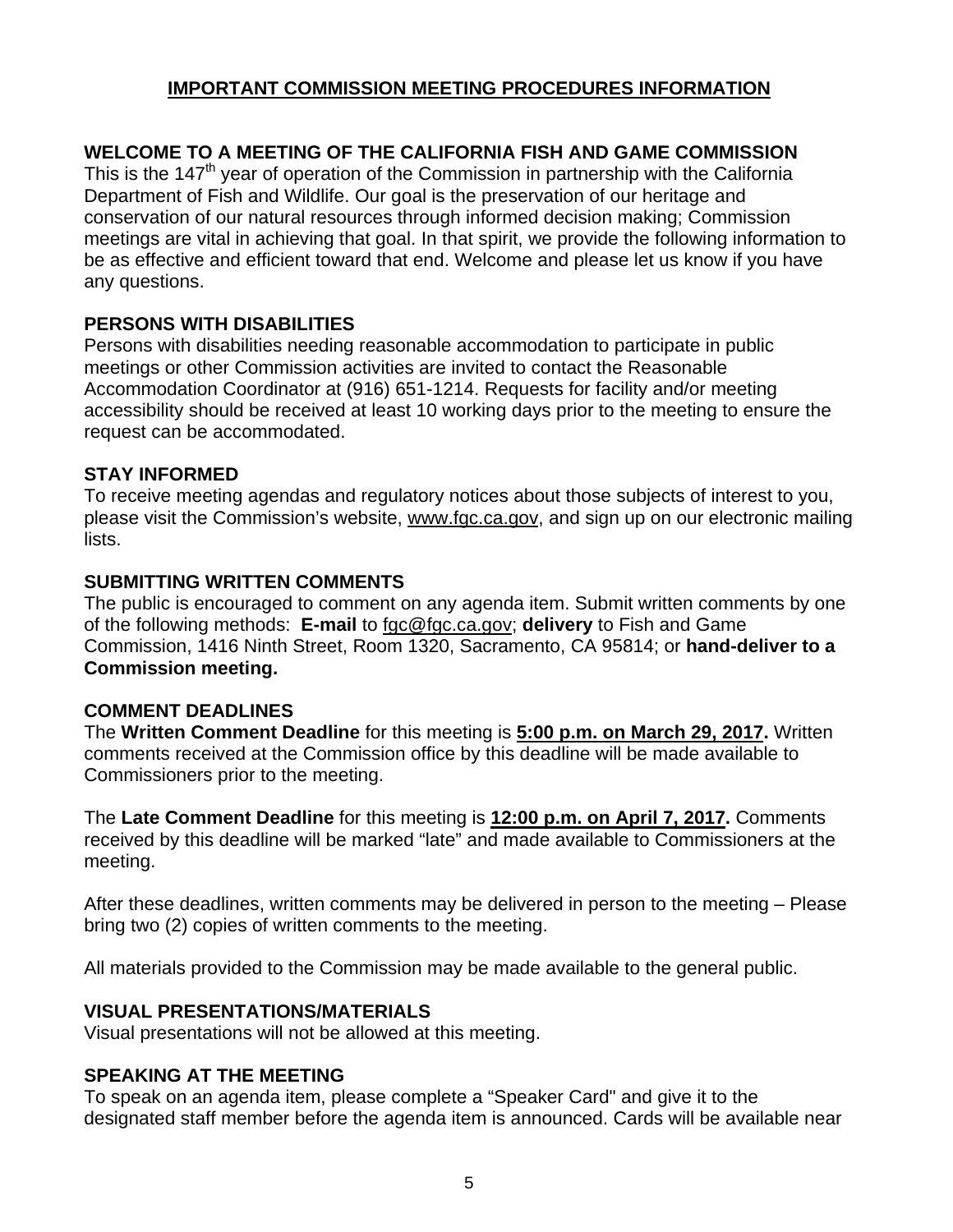## IMPORTANT COMMISSION MEETING PROCEDURES INFORMATION

### WELCOME TO A MEETING OF THE CALIFORNIA FISH AND GAME COMMISSION

This is the 147th year of operation of the Commission in partnership with the California Department of Fish and Wildlife. Our goal is the preservation of our heritage and conservation of our natural resources through informed decision making; Commission meetings are vital in achieving that goal. In that spirit, we provide the following information to be as effective and efficient toward that end. Welcome and please let us know if you have any questions.

### PERSONS WITH DISABILITIES

Persons with disabilities needing reasonable accommodation to participate in public meetings or other Commission activities are invited to contact the Reasonable Accommodation Coordinator at (916) 651-1214. Requests for facility and/or meeting accessibility should be received at least 10 working days prior to the meeting to ensure the request can be accommodated.

### STAY INFORMED

To receive meeting agendas and regulatory notices about those subjects of interest to you, please visit the Commission's website, www.fgc.ca.gov, and sign up on our electronic mailing lists.

### SUBMITTING WRITTEN COMMENTS

The public is encouraged to comment on any agenda item. Submit written comments by one of the following methods: **E-mail** to fgc@fgc.ca.gov; **delivery** to Fish and Game Commission, 1416 Ninth Street, Room 1320, Sacramento, CA 95814; or **hand-deliver to a Commission meeting.**

### COMMENT DEADLINES

The **Written Comment Deadline** for this meeting is **5:00 p.m. on March 29, 2017.** Written comments received at the Commission office by this deadline will be made available to Commissioners prior to the meeting.

The **Late Comment Deadline** for this meeting is **12:00 p.m. on April 7, 2017.** Comments received by this deadline will be marked "late" and made available to Commissioners at the meeting.

After these deadlines, written comments may be delivered in person to the meeting – Please bring two (2) copies of written comments to the meeting.

All materials provided to the Commission may be made available to the general public.

### VISUAL PRESENTATIONS/MATERIALS

Visual presentations will not be allowed at this meeting.

### SPEAKING AT THE MEETING

To speak on an agenda item, please complete a "Speaker Card" and give it to the designated staff member before the agenda item is announced. Cards will be available near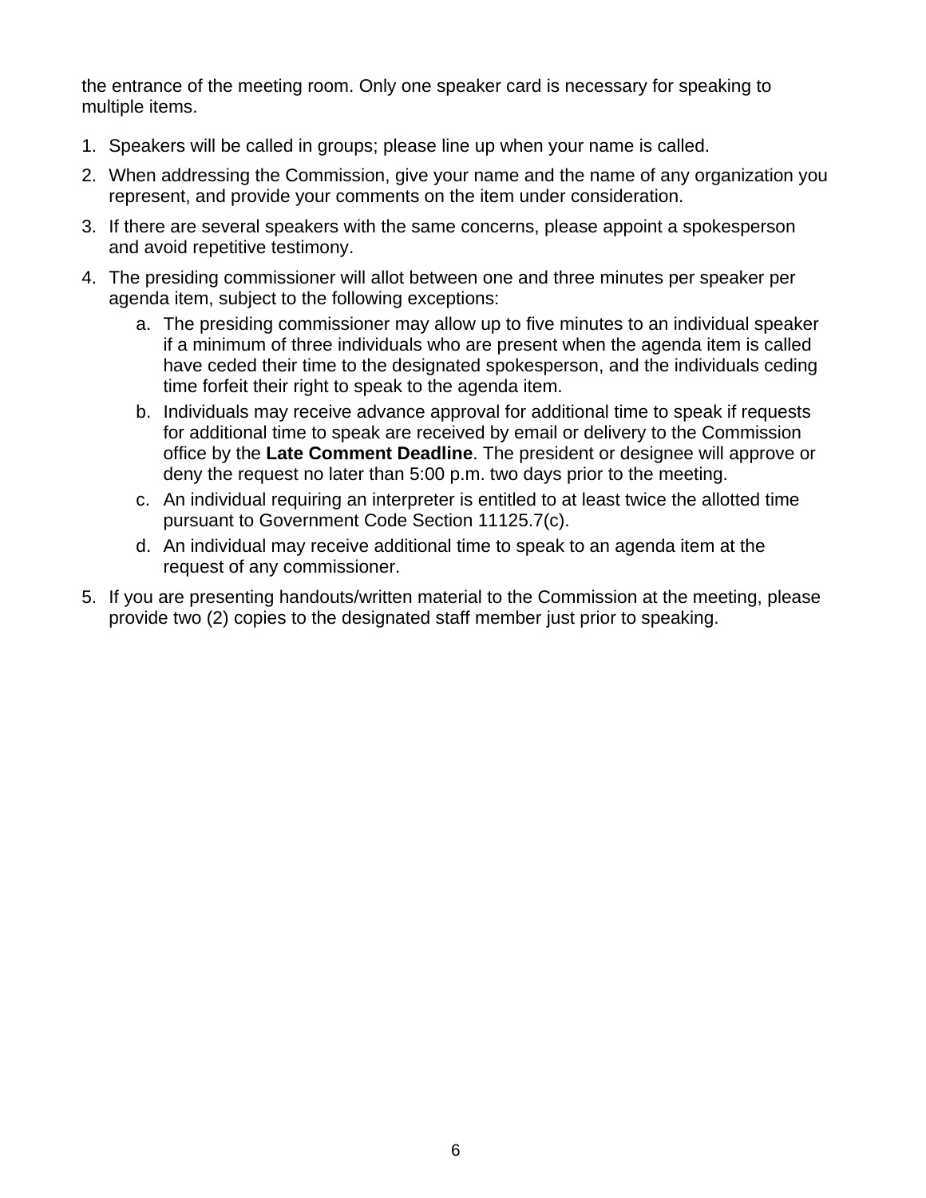the entrance of the meeting room. Only one speaker card is necessary for speaking to multiple items.

1. Speakers will be called in groups; please line up when your name is called.
2. When addressing the Commission, give your name and the name of any organization you represent, and provide your comments on the item under consideration.
3. If there are several speakers with the same concerns, please appoint a spokesperson and avoid repetitive testimony.
4. The presiding commissioner will allot between one and three minutes per speaker per agenda item, subject to the following exceptions:
   a. The presiding commissioner may allow up to five minutes to an individual speaker if a minimum of three individuals who are present when the agenda item is called have ceded their time to the designated spokesperson, and the individuals ceding time forfeit their right to speak to the agenda item.
   b. Individuals may receive advance approval for additional time to speak if requests for additional time to speak are received by email or delivery to the Commission office by the **Late Comment Deadline**. The president or designee will approve or deny the request no later than 5:00 p.m. two days prior to the meeting.
   c. An individual requiring an interpreter is entitled to at least twice the allotted time pursuant to Government Code Section 11125.7(c).
   d. An individual may receive additional time to speak to an agenda item at the request of any commissioner.
5. If you are presenting handouts/written material to the Commission at the meeting, please provide two (2) copies to the designated staff member just prior to speaking.